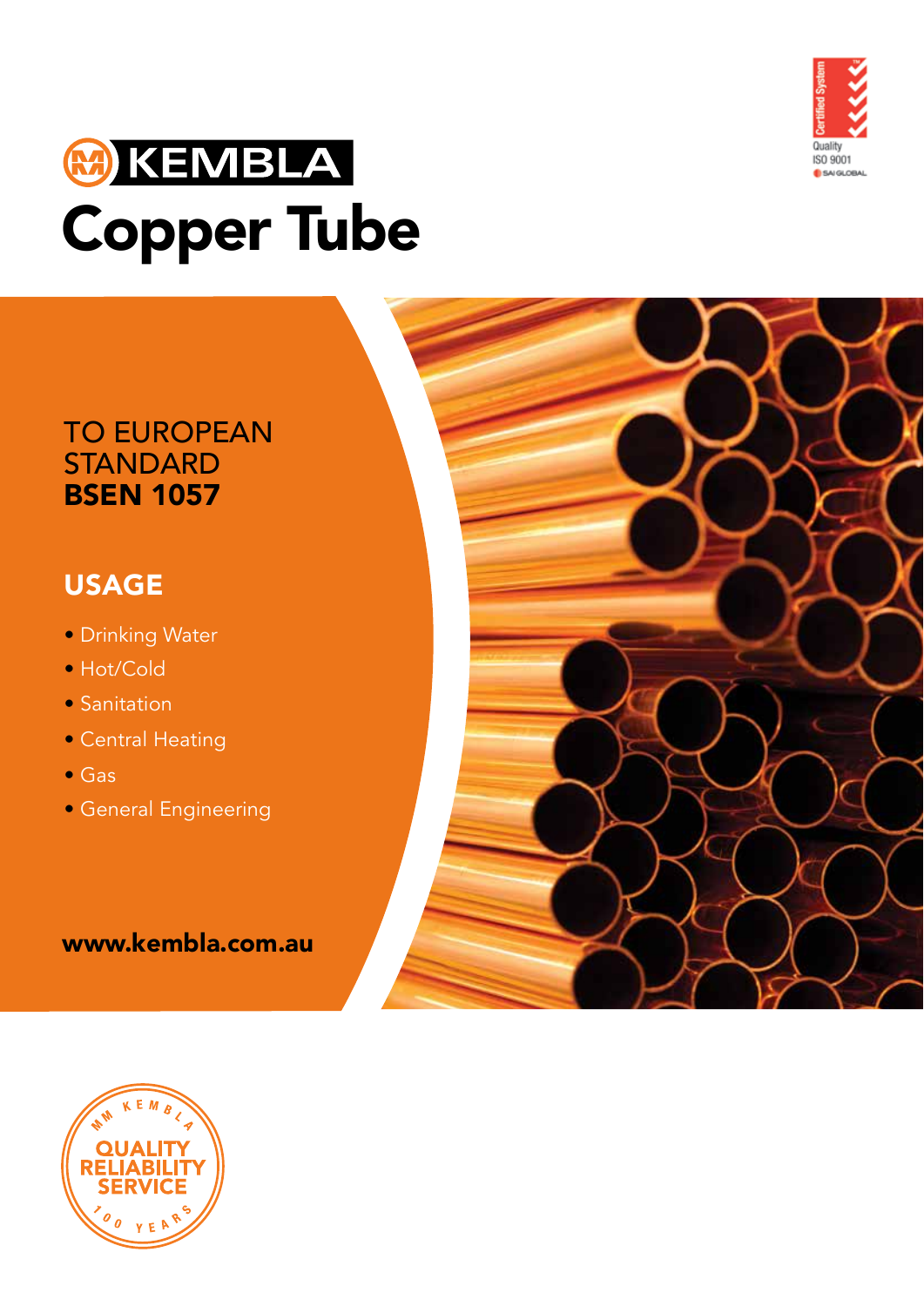# KEMBLA

# Copper Tube

Certified System
Quality
ISO 9001
SAI GLOBAL

TO EUROPEAN
STANDARD
**BSEN 1057**

## USAGE

- Drinking Water
- Hot/Cold
- Sanitation
- Central Heating
- Gas
- General Engineering

**www.kembla.com.au**

MM KEMBLA
QUALITY
RELIABILITY
SERVICE
100 YEARS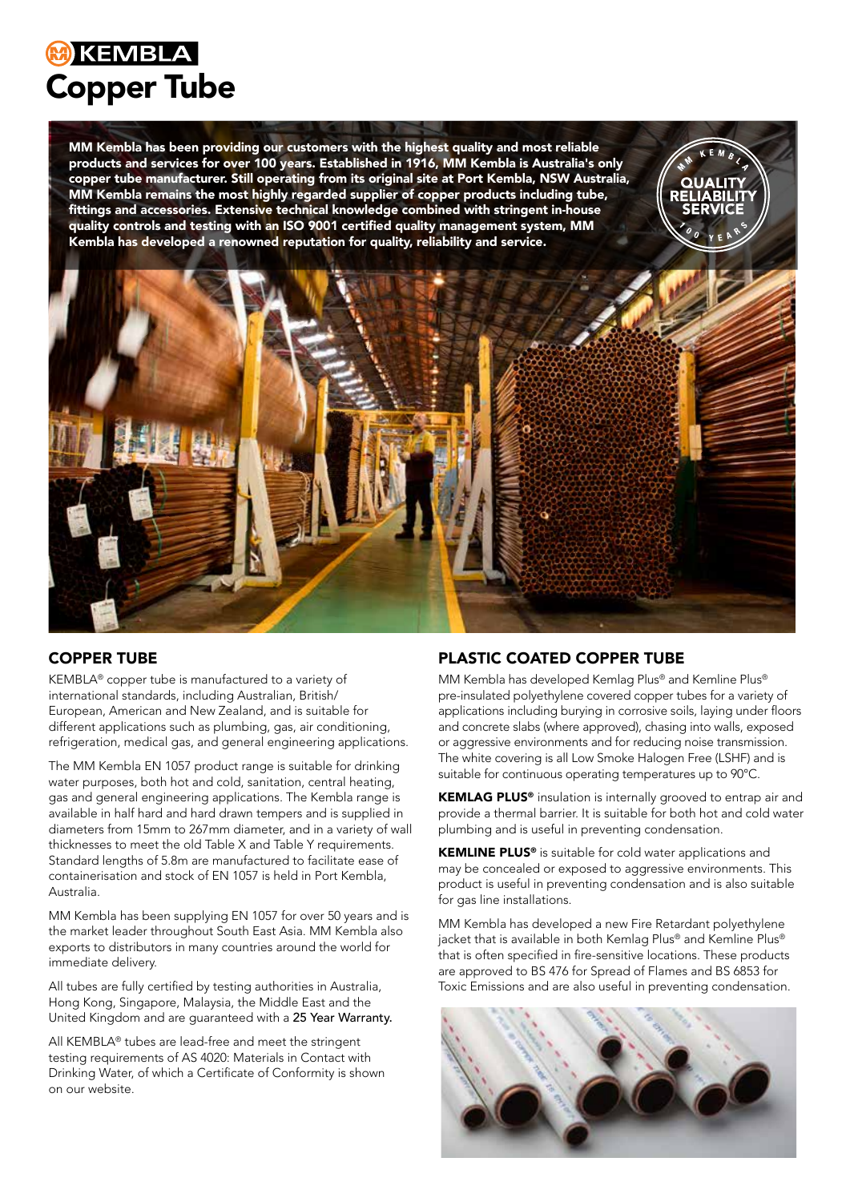# KEMBLA Copper Tube

**MM Kembla has been providing our customers with the highest quality and most reliable products and services for over 100 years. Established in 1916, MM Kembla is Australia's only copper tube manufacturer. Still operating from its original site at Port Kembla, NSW Australia, MM Kembla remains the most highly regarded supplier of copper products including tube, fittings and accessories. Extensive technical knowledge combined with stringent in-house quality controls and testing with an ISO 9001 certified quality management system, MM Kembla has developed a renowned reputation for quality, reliability and service.**

## COPPER TUBE

KEMBLA® copper tube is manufactured to a variety of international standards, including Australian, British/European, American and New Zealand, and is suitable for different applications such as plumbing, gas, air conditioning, refrigeration, medical gas, and general engineering applications.

The MM Kembla EN 1057 product range is suitable for drinking water purposes, both hot and cold, sanitation, central heating, gas and general engineering applications. The Kembla range is available in half hard and hard drawn tempers and is supplied in diameters from 15mm to 267mm diameter, and in a variety of wall thicknesses to meet the old Table X and Table Y requirements. Standard lengths of 5.8m are manufactured to facilitate ease of containerisation and stock of EN 1057 is held in Port Kembla, Australia.

MM Kembla has been supplying EN 1057 for over 50 years and is the market leader throughout South East Asia. MM Kembla also exports to distributors in many countries around the world for immediate delivery.

All tubes are fully certified by testing authorities in Australia, Hong Kong, Singapore, Malaysia, the Middle East and the United Kingdom and are guaranteed with a **25 Year Warranty.**

All KEMBLA® tubes are lead-free and meet the stringent testing requirements of AS 4020: Materials in Contact with Drinking Water, of which a Certificate of Conformity is shown on our website.

## PLASTIC COATED COPPER TUBE

MM Kembla has developed Kemlag Plus® and Kemline Plus® pre-insulated polyethylene covered copper tubes for a variety of applications including burying in corrosive soils, laying under floors and concrete slabs (where approved), chasing into walls, exposed or aggressive environments and for reducing noise transmission. The white covering is all Low Smoke Halogen Free (LSHF) and is suitable for continuous operating temperatures up to 90°C.

**KEMLAG PLUS®** insulation is internally grooved to entrap air and provide a thermal barrier. It is suitable for both hot and cold water plumbing and is useful in preventing condensation.

**KEMLINE PLUS®** is suitable for cold water applications and may be concealed or exposed to aggressive environments. This product is useful in preventing condensation and is also suitable for gas line installations.

MM Kembla has developed a new Fire Retardant polyethylene jacket that is available in both Kemlag Plus® and Kemline Plus® that is often specified in fire-sensitive locations. These products are approved to BS 476 for Spread of Flames and BS 6853 for Toxic Emissions and are also useful in preventing condensation.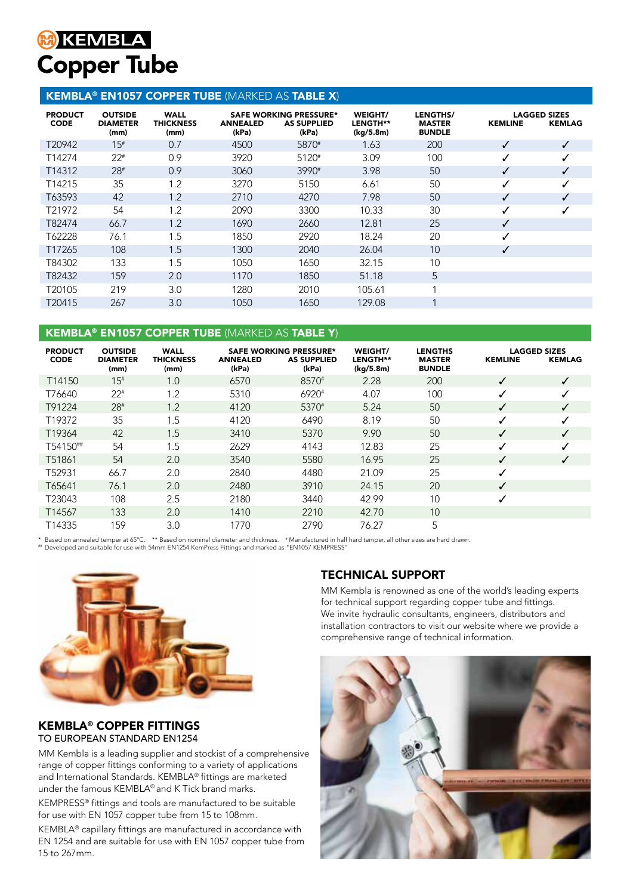# KEMBLA

# Copper Tube

## KEMBLA® EN1057 COPPER TUBE (MARKED AS TABLE X)

| PRODUCT CODE | OUTSIDE DIAMETER (mm) | WALL THICKNESS (mm) | SAFE WORKING PRESSURE* ANNEALED (kPa) | SAFE WORKING PRESSURE* AS SUPPLIED (kPa) | WEIGHT/ LENGTH** (kg/5.8m) | LENGTHS/ MASTER BUNDLE | LAGGED SIZES KEMLINE | LAGGED SIZES KEMLAG |
|---|---|---|---|---|---|---|---|---|
| T20942 | 15# | 0.7 | 4500 | 5870# | 1.63 | 200 | ✓ | ✓ |
| T14274 | 22# | 0.9 | 3920 | 5120# | 3.09 | 100 | ✓ | ✓ |
| T14312 | 28# | 0.9 | 3060 | 3990# | 3.98 | 50 | ✓ | ✓ |
| T14215 | 35 | 1.2 | 3270 | 5150 | 6.61 | 50 | ✓ | ✓ |
| T63593 | 42 | 1.2 | 2710 | 4270 | 7.98 | 50 | ✓ | ✓ |
| T21972 | 54 | 1.2 | 2090 | 3300 | 10.33 | 30 | ✓ | ✓ |
| T82474 | 66.7 | 1.2 | 1690 | 2660 | 12.81 | 25 | ✓ | |
| T62228 | 76.1 | 1.5 | 1850 | 2920 | 18.24 | 20 | ✓ | |
| T17265 | 108 | 1.5 | 1300 | 2040 | 26.04 | 10 | ✓ | |
| T84302 | 133 | 1.5 | 1050 | 1650 | 32.15 | 10 | | |
| T82432 | 159 | 2.0 | 1170 | 1850 | 51.18 | 5 | | |
| T20105 | 219 | 3.0 | 1280 | 2010 | 105.61 | 1 | | |
| T20415 | 267 | 3.0 | 1050 | 1650 | 129.08 | 1 | | |

## KEMBLA® EN1057 COPPER TUBE (MARKED AS TABLE Y)

| PRODUCT CODE | OUTSIDE DIAMETER (mm) | WALL THICKNESS (mm) | SAFE WORKING PRESSURE* ANNEALED (kPa) | SAFE WORKING PRESSURE* AS SUPPLIED (kPa) | WEIGHT/ LENGTH** (kg/5.8m) | LENGTHS MASTER BUNDLE | LAGGED SIZES KEMLINE | LAGGED SIZES KEMLAG |
|---|---|---|---|---|---|---|---|---|
| T14150 | 15# | 1.0 | 6570 | 8570# | 2.28 | 200 | ✓ | ✓ |
| T76640 | 22# | 1.2 | 5310 | 6920# | 4.07 | 100 | ✓ | ✓ |
| T91224 | 28# | 1.2 | 4120 | 5370# | 5.24 | 50 | ✓ | ✓ |
| T19372 | 35 | 1.5 | 4120 | 6490 | 8.19 | 50 | ✓ | ✓ |
| T19364 | 42 | 1.5 | 3410 | 5370 | 9.90 | 50 | ✓ | ✓ |
| T54150## | 54 | 1.5 | 2629 | 4143 | 12.83 | 25 | ✓ | ✓ |
| T51861 | 54 | 2.0 | 3540 | 5580 | 16.95 | 25 | ✓ | ✓ |
| T52931 | 66.7 | 2.0 | 2840 | 4480 | 21.09 | 25 | ✓ | |
| T65641 | 76.1 | 2.0 | 2480 | 3910 | 24.15 | 20 | ✓ | |
| T23043 | 108 | 2.5 | 2180 | 3440 | 42.99 | 10 | ✓ | |
| T14567 | 133 | 2.0 | 1410 | 2210 | 42.70 | 10 | | |
| T14335 | 159 | 3.0 | 1770 | 2790 | 76.27 | 5 | | |

\* Based on annealed temper at 65°C. ** Based on nominal diameter and thickness. # Manufactured in half hard temper, all other sizes are hard drawn.
## Developed and suitable for use with 54mm EN1254 KemPress Fittings and marked as "EN1057 KEMPRESS"

## KEMBLA® COPPER FITTINGS

TO EUROPEAN STANDARD EN1254

MM Kembla is a leading supplier and stockist of a comprehensive range of copper fittings conforming to a variety of applications and International Standards. KEMBLA® fittings are marketed under the famous KEMBLA® and K Tick brand marks.

KEMPRESS® fittings and tools are manufactured to be suitable for use with EN 1057 copper tube from 15 to 108mm.

KEMBLA® capillary fittings are manufactured in accordance with EN 1254 and are suitable for use with EN 1057 copper tube from 15 to 267mm.

## TECHNICAL SUPPORT

MM Kembla is renowned as one of the world's leading experts for technical support regarding copper tube and fittings.
We invite hydraulic consultants, engineers, distributors and installation contractors to visit our website where we provide a comprehensive range of technical information.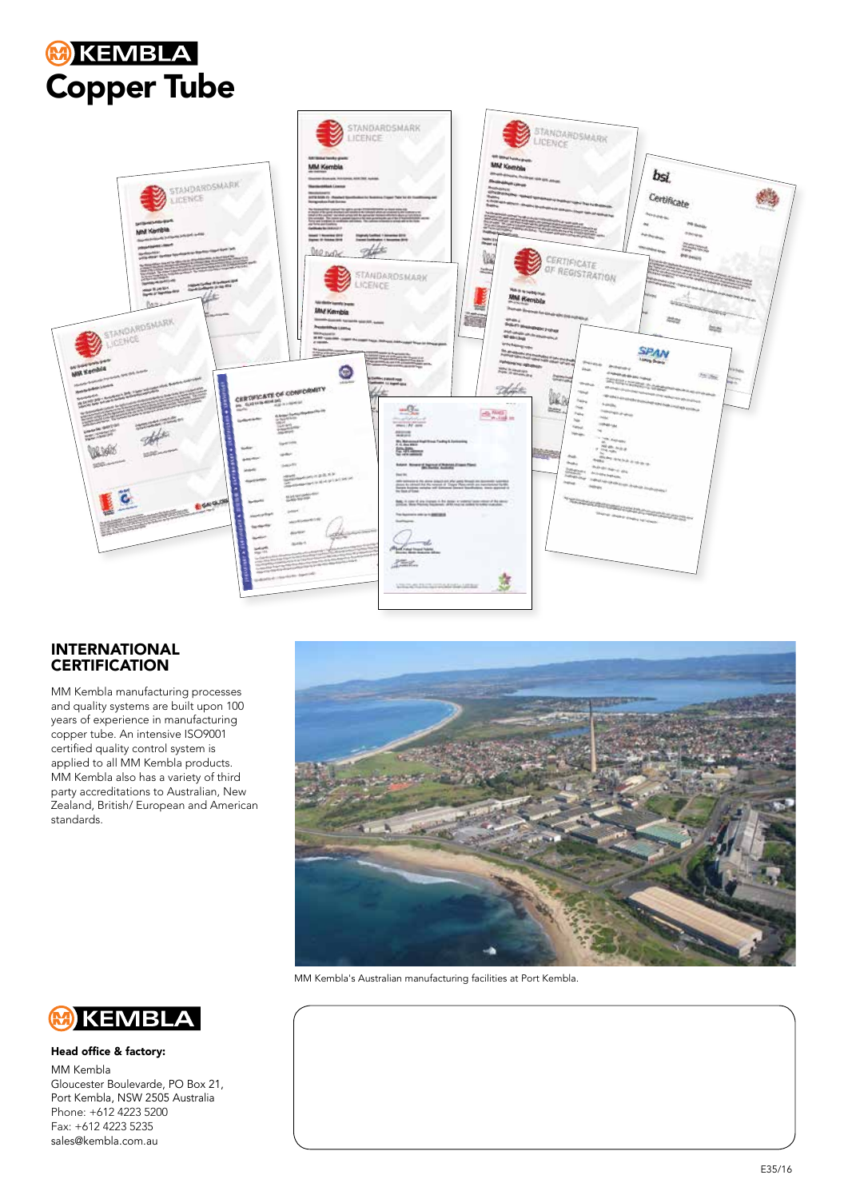# KEMBLA Copper Tube

## INTERNATIONAL CERTIFICATION

MM Kembla manufacturing processes and quality systems are built upon 100 years of experience in manufacturing copper tube. An intensive ISO9001 certified quality control system is applied to all MM Kembla products. MM Kembla also has a variety of third party accreditations to Australian, New Zealand, British/ European and American standards.

MM Kembla's Australian manufacturing facilities at Port Kembla.

KEMBLA

**Head office & factory:**

MM Kembla
Gloucester Boulevarde, PO Box 21,
Port Kembla, NSW 2505 Australia
Phone: +612 4223 5200
Fax: +612 4223 5235
sales@kembla.com.au

E35/16